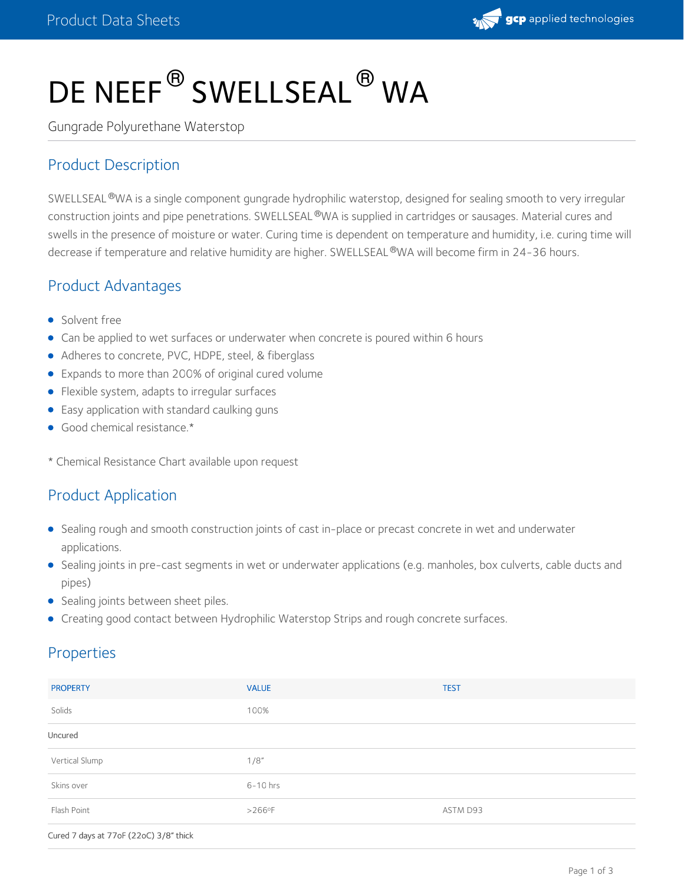# DE NEEF® SWELLSEAL® WA

Gungrade Polyurethane Waterstop

## Product Description

SWELLSEAL®WA is a single component gungrade hydrophilic waterstop, designed for sealing smooth to very irregular construction joints and pipe penetrations. SWELLSEAL®WA is supplied in cartridges or sausages. Material cures and swells in the presence of moisture or water. Curing time is dependent on temperature and humidity, i.e. curing time will decrease if temperature and relative humidity are higher. SWELLSEAL®WA will become firm in 24-36 hours.

## Product Advantages

- Solvent free
- Can be applied to wet surfaces or underwater when concrete is poured within 6 hours
- Adheres to concrete, PVC, HDPE, steel, & fiberglass
- Expands to more than 200% of original cured volume
- Flexible system, adapts to irregular surfaces
- Easy application with standard caulking guns
- Good chemical resistance.*

* Chemical Resistance Chart available upon request

## Product Application

- Sealing rough and smooth construction joints of cast in-place or precast concrete in wet and underwater applications.
- Sealing joints in pre-cast segments in wet or underwater applications (e.g. manholes, box culverts, cable ducts and pipes)
- Sealing joints between sheet piles.
- Creating good contact between Hydrophilic Waterstop Strips and rough concrete surfaces.

## Properties

| PROPERTY | VALUE | TEST |
|---|---|---|
| Solids | 100% | |
| Uncured | | |
| Vertical Slump | 1/8" | |
| Skins over | 6-10 hrs | |
| Flash Point | >266°F | ASTM D93 |
| Cured 7 days at 77oF (22oC) 3/8" thick | | |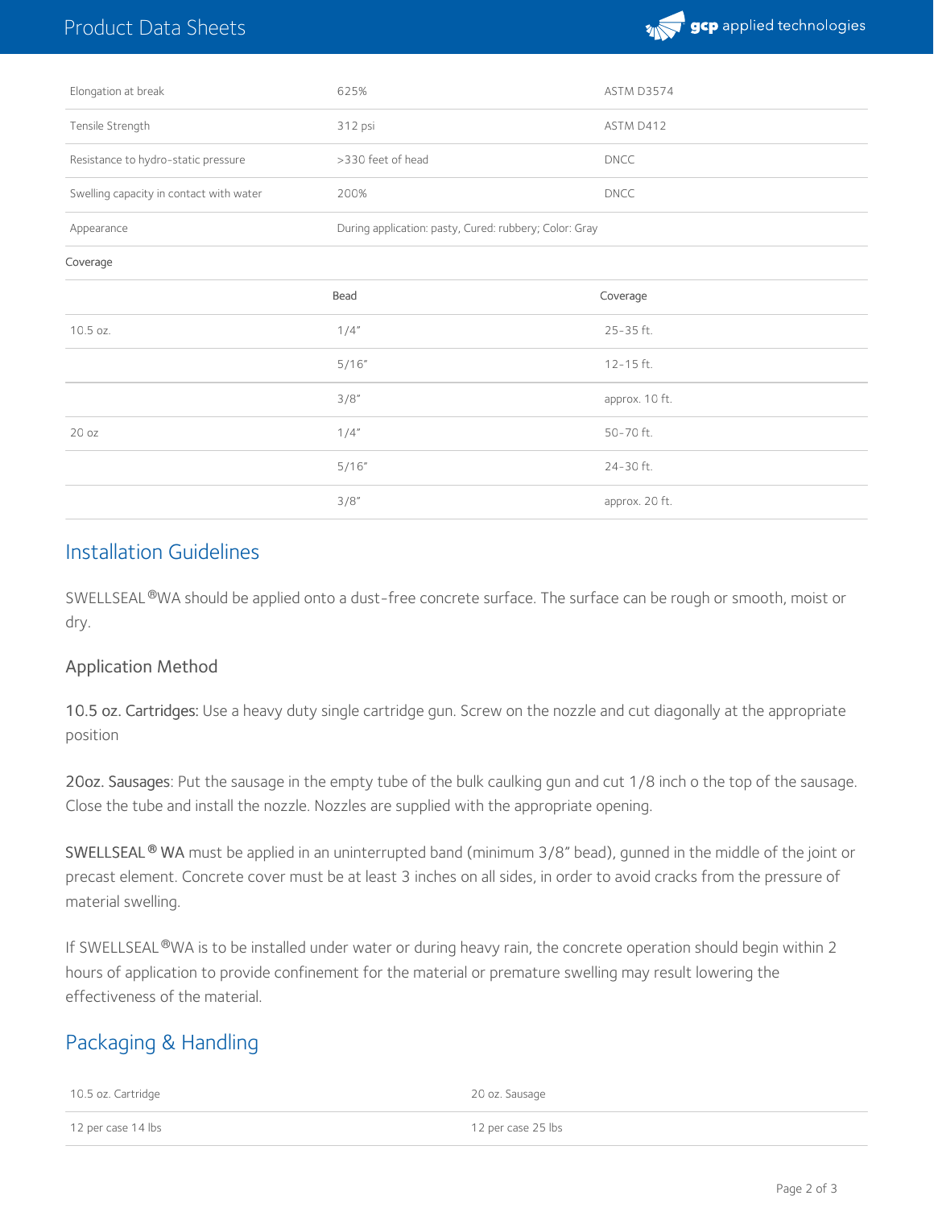| | | |
|---|---|---|
| Elongation at break | 625% | ASTM D3574 |
| Tensile Strength | 312 psi | ASTM D412 |
| Resistance to hydro-static pressure | >330 feet of head | DNCC |
| Swelling capacity in contact with water | 200% | DNCC |
| Appearance | During application: pasty, Cured: rubbery; Color: Gray | |

Coverage

| | Bead | Coverage |
|---|---|---|
| 10.5 oz. | 1/4" | 25-35 ft. |
| | 5/16" | 12-15 ft. |
| | 3/8" | approx. 10 ft. |
| 20 oz | 1/4" | 50-70 ft. |
| | 5/16" | 24-30 ft. |
| | 3/8" | approx. 20 ft. |

## Installation Guidelines

SWELLSEAL®WA should be applied onto a dust-free concrete surface. The surface can be rough or smooth, moist or dry.

### Application Method

10.5 oz. Cartridges: Use a heavy duty single cartridge gun. Screw on the nozzle and cut diagonally at the appropriate position

20oz. Sausages: Put the sausage in the empty tube of the bulk caulking gun and cut 1/8 inch o the top of the sausage. Close the tube and install the nozzle. Nozzles are supplied with the appropriate opening.

SWELLSEAL® WA must be applied in an uninterrupted band (minimum 3/8" bead), gunned in the middle of the joint or precast element. Concrete cover must be at least 3 inches on all sides, in order to avoid cracks from the pressure of material swelling.

If SWELLSEAL®WA is to be installed under water or during heavy rain, the concrete operation should begin within 2 hours of application to provide confinement for the material or premature swelling may result lowering the effectiveness of the material.

## Packaging & Handling

| 10.5 oz. Cartridge | 20 oz. Sausage |
|---|---|
| 12 per case 14 lbs | 12 per case 25 lbs |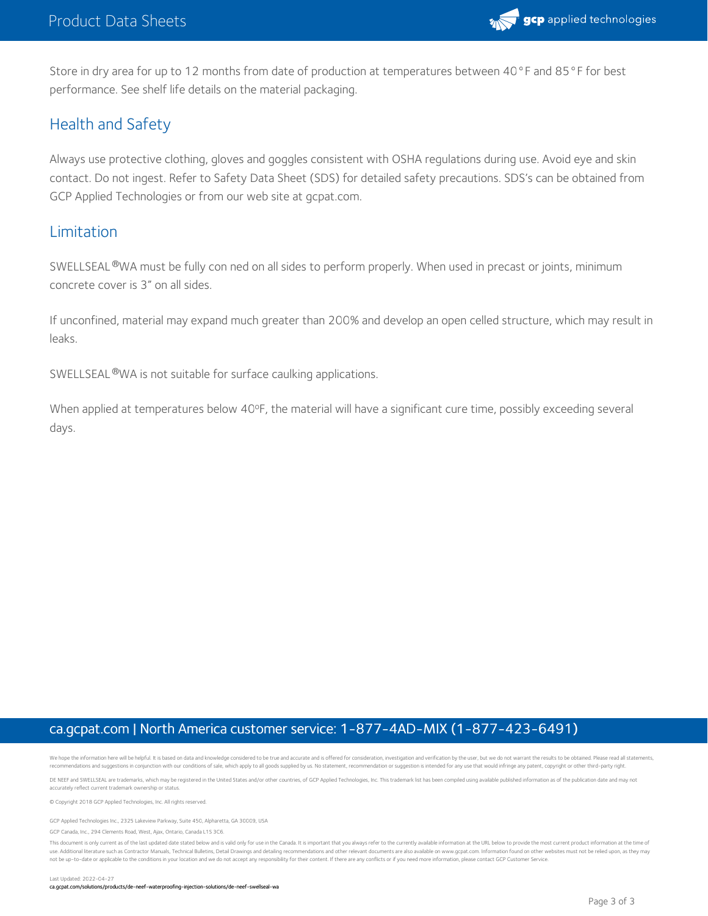Store in dry area for up to 12 months from date of production at temperatures between 40°F and 85°F for best performance. See shelf life details on the material packaging.

## Health and Safety

Always use protective clothing, gloves and goggles consistent with OSHA regulations during use. Avoid eye and skin contact. Do not ingest. Refer to Safety Data Sheet (SDS) for detailed safety precautions. SDS's can be obtained from GCP Applied Technologies or from our web site at gcpat.com.

## Limitation

SWELLSEAL®WA must be fully con ned on all sides to perform properly. When used in precast or joints, minimum concrete cover is 3" on all sides.

If unconfined, material may expand much greater than 200% and develop an open celled structure, which may result in leaks.

SWELLSEAL®WA is not suitable for surface caulking applications.

When applied at temperatures below 40ºF, the material will have a significant cure time, possibly exceeding several days.

ca.gcpat.com | North America customer service: 1-877-4AD-MIX (1-877-423-6491)

We hope the information here will be helpful. It is based on data and knowledge considered to be true and accurate and is offered for consideration, investigation and verification by the user, but we do not warrant the results to be obtained. Please read all statements, recommendations and suggestions in conjunction with our conditions of sale, which apply to all goods supplied by us. No statement, recommendation or suggestion is intended for any use that would infringe any patent, copyright or other third-party right.

DE NEEF and SWELLSEAL are trademarks, which may be registered in the United States and/or other countries, of GCP Applied Technologies, Inc. This trademark list has been compiled using available published information as of the publication date and may not accurately reflect current trademark ownership or status.

© Copyright 2018 GCP Applied Technologies, Inc. All rights reserved.

GCP Applied Technologies Inc., 2325 Lakeview Parkway, Suite 450, Alpharetta, GA 30009, USA

GCP Canada, Inc., 294 Clements Road, West, Ajax, Ontario, Canada L1S 3C6.

This document is only current as of the last updated date stated below and is valid only for use in the Canada. It is important that you always refer to the currently available information at the URL below to provide the most current product information at the time of use. Additional literature such as Contractor Manuals, Technical Bulletins, Detail Drawings and detailing recommendations and other relevant documents are also available on www.gcpat.com. Information found on other websites must not be relied upon, as they may not be up-to-date or applicable to the conditions in your location and we do not accept any responsibility for their content. If there are any conflicts or if you need more information, please contact GCP Customer Service.

Last Updated: 2022-04-27
ca.gcpat.com/solutions/products/de-neef-waterproofing-injection-solutions/de-neef-swellseal-wa